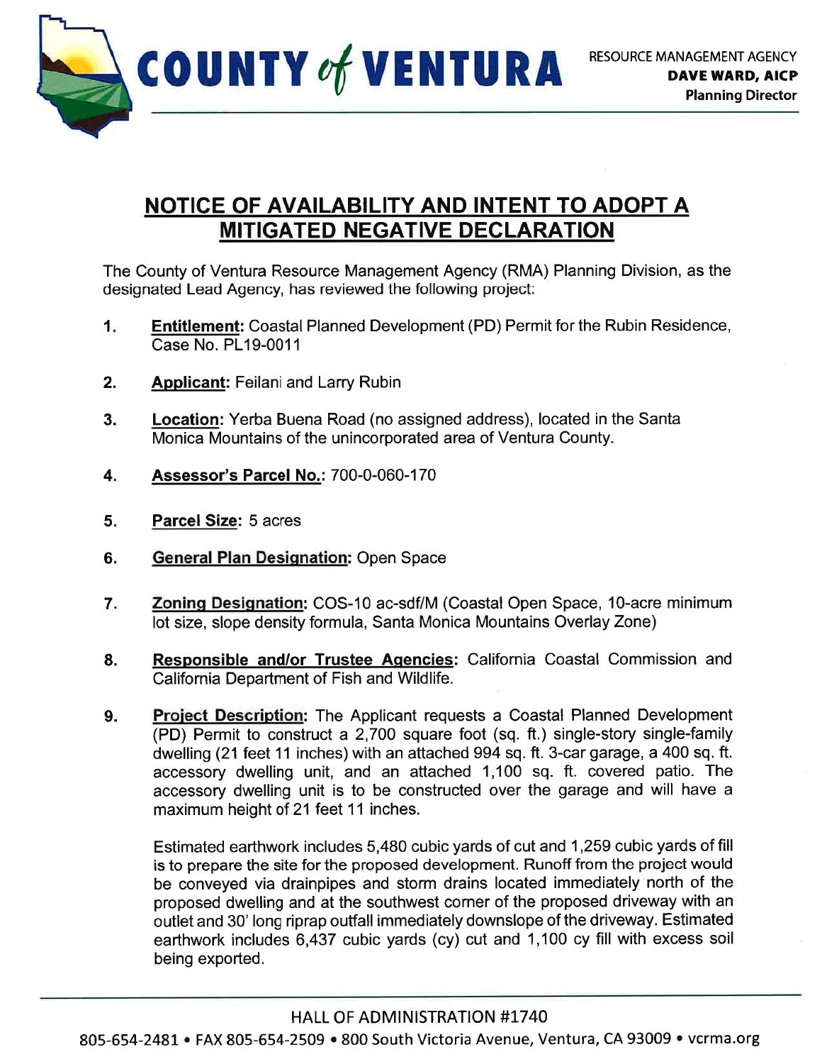COUNTY of VENTURA

RESOURCE MANAGEMENT AGENCY
**DAVE WARD, AICP**
**Planning Director**

# NOTICE OF AVAILABILITY AND INTENT TO ADOPT A MITIGATED NEGATIVE DECLARATION

The County of Ventura Resource Management Agency (RMA) Planning Division, as the designated Lead Agency, has reviewed the following project:

1. **Entitlement:** Coastal Planned Development (PD) Permit for the Rubin Residence, Case No. PL19-0011

2. **Applicant:** Feilani and Larry Rubin

3. **Location:** Yerba Buena Road (no assigned address), located in the Santa Monica Mountains of the unincorporated area of Ventura County.

4. **Assessor's Parcel No.:** 700-0-060-170

5. **Parcel Size:** 5 acres

6. **General Plan Designation:** Open Space

7. **Zoning Designation:** COS-10 ac-sdf/M (Coastal Open Space, 10-acre minimum lot size, slope density formula, Santa Monica Mountains Overlay Zone)

8. **Responsible and/or Trustee Agencies:** California Coastal Commission and California Department of Fish and Wildlife.

9. **Project Description:** The Applicant requests a Coastal Planned Development (PD) Permit to construct a 2,700 square foot (sq. ft.) single-story single-family dwelling (21 feet 11 inches) with an attached 994 sq. ft. 3-car garage, a 400 sq. ft. accessory dwelling unit, and an attached 1,100 sq. ft. covered patio. The accessory dwelling unit is to be constructed over the garage and will have a maximum height of 21 feet 11 inches.

   Estimated earthwork includes 5,480 cubic yards of cut and 1,259 cubic yards of fill is to prepare the site for the proposed development. Runoff from the project would be conveyed via drainpipes and storm drains located immediately north of the proposed dwelling and at the southwest corner of the proposed driveway with an outlet and 30' long riprap outfall immediately downslope of the driveway. Estimated earthwork includes 6,437 cubic yards (cy) cut and 1,100 cy fill with excess soil being exported.

HALL OF ADMINISTRATION #1740

805-654-2481 • FAX 805-654-2509 • 800 South Victoria Avenue, Ventura, CA 93009 • vcrma.org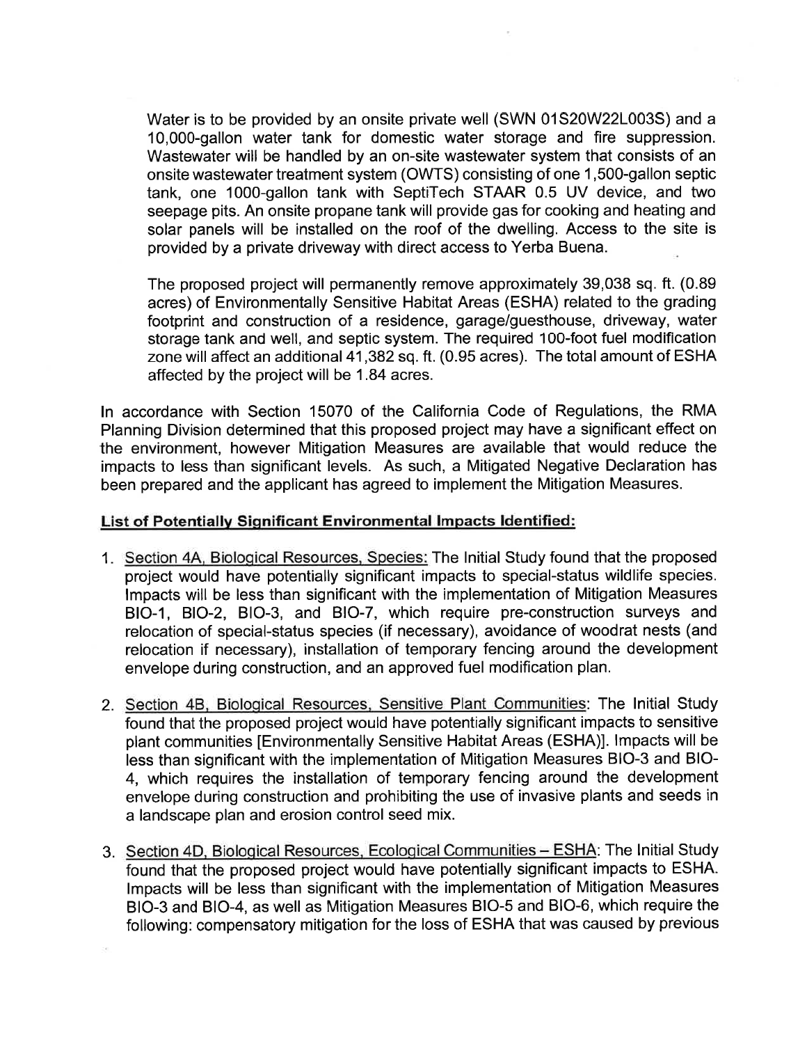Water is to be provided by an onsite private well (SWN 01S20W22L003S) and a 10,000-gallon water tank for domestic water storage and fire suppression. Wastewater will be handled by an on-site wastewater system that consists of an onsite wastewater treatment system (OWTS) consisting of one 1,500-gallon septic tank, one 1000-gallon tank with SeptiTech STAAR 0.5 UV device, and two seepage pits. An onsite propane tank will provide gas for cooking and heating and solar panels will be installed on the roof of the dwelling. Access to the site is provided by a private driveway with direct access to Yerba Buena.

The proposed project will permanently remove approximately 39,038 sq. ft. (0.89 acres) of Environmentally Sensitive Habitat Areas (ESHA) related to the grading footprint and construction of a residence, garage/guesthouse, driveway, water storage tank and well, and septic system. The required 100-foot fuel modification zone will affect an additional 41,382 sq. ft. (0.95 acres). The total amount of ESHA affected by the project will be 1.84 acres.

In accordance with Section 15070 of the California Code of Regulations, the RMA Planning Division determined that this proposed project may have a significant effect on the environment, however Mitigation Measures are available that would reduce the impacts to less than significant levels. As such, a Mitigated Negative Declaration has been prepared and the applicant has agreed to implement the Mitigation Measures.

**List of Potentially Significant Environmental Impacts Identified:**

1. Section 4A, Biological Resources, Species: The Initial Study found that the proposed project would have potentially significant impacts to special-status wildlife species. Impacts will be less than significant with the implementation of Mitigation Measures BIO-1, BIO-2, BIO-3, and BIO-7, which require pre-construction surveys and relocation of special-status species (if necessary), avoidance of woodrat nests (and relocation if necessary), installation of temporary fencing around the development envelope during construction, and an approved fuel modification plan.

2. Section 4B, Biological Resources, Sensitive Plant Communities: The Initial Study found that the proposed project would have potentially significant impacts to sensitive plant communities [Environmentally Sensitive Habitat Areas (ESHA)]. Impacts will be less than significant with the implementation of Mitigation Measures BIO-3 and BIO-4, which requires the installation of temporary fencing around the development envelope during construction and prohibiting the use of invasive plants and seeds in a landscape plan and erosion control seed mix.

3. Section 4D, Biological Resources, Ecological Communities – ESHA: The Initial Study found that the proposed project would have potentially significant impacts to ESHA. Impacts will be less than significant with the implementation of Mitigation Measures BIO-3 and BIO-4, as well as Mitigation Measures BIO-5 and BIO-6, which require the following: compensatory mitigation for the loss of ESHA that was caused by previous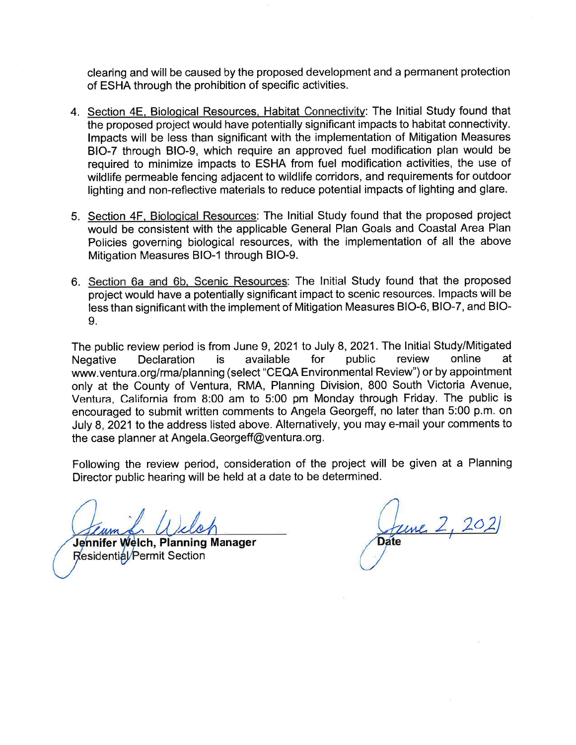clearing and will be caused by the proposed development and a permanent protection of ESHA through the prohibition of specific activities.

4. Section 4E, Biological Resources, Habitat Connectivity: The Initial Study found that the proposed project would have potentially significant impacts to habitat connectivity. Impacts will be less than significant with the implementation of Mitigation Measures BIO-7 through BIO-9, which require an approved fuel modification plan would be required to minimize impacts to ESHA from fuel modification activities, the use of wildlife permeable fencing adjacent to wildlife corridors, and requirements for outdoor lighting and non-reflective materials to reduce potential impacts of lighting and glare.

5. Section 4F, Biological Resources: The Initial Study found that the proposed project would be consistent with the applicable General Plan Goals and Coastal Area Plan Policies governing biological resources, with the implementation of all the above Mitigation Measures BIO-1 through BIO-9.

6. Section 6a and 6b, Scenic Resources: The Initial Study found that the proposed project would have a potentially significant impact to scenic resources. Impacts will be less than significant with the implement of Mitigation Measures BIO-6, BIO-7, and BIO-9.

The public review period is from June 9, 2021 to July 8, 2021. The Initial Study/Mitigated Negative Declaration is available for public review online at www.ventura.org/rma/planning (select "CEQA Environmental Review") or by appointment only at the County of Ventura, RMA, Planning Division, 800 South Victoria Avenue, Ventura, California from 8:00 am to 5:00 pm Monday through Friday. The public is encouraged to submit written comments to Angela Georgeff, no later than 5:00 p.m. on July 8, 2021 to the address listed above. Alternatively, you may e-mail your comments to the case planner at Angela.Georgeff@ventura.org.

Following the review period, consideration of the project will be given at a Planning Director public hearing will be held at a date to be determined.

**Jennifer Welch, Planning Manager**
Residential Permit Section

June 2, 2021
**Date**